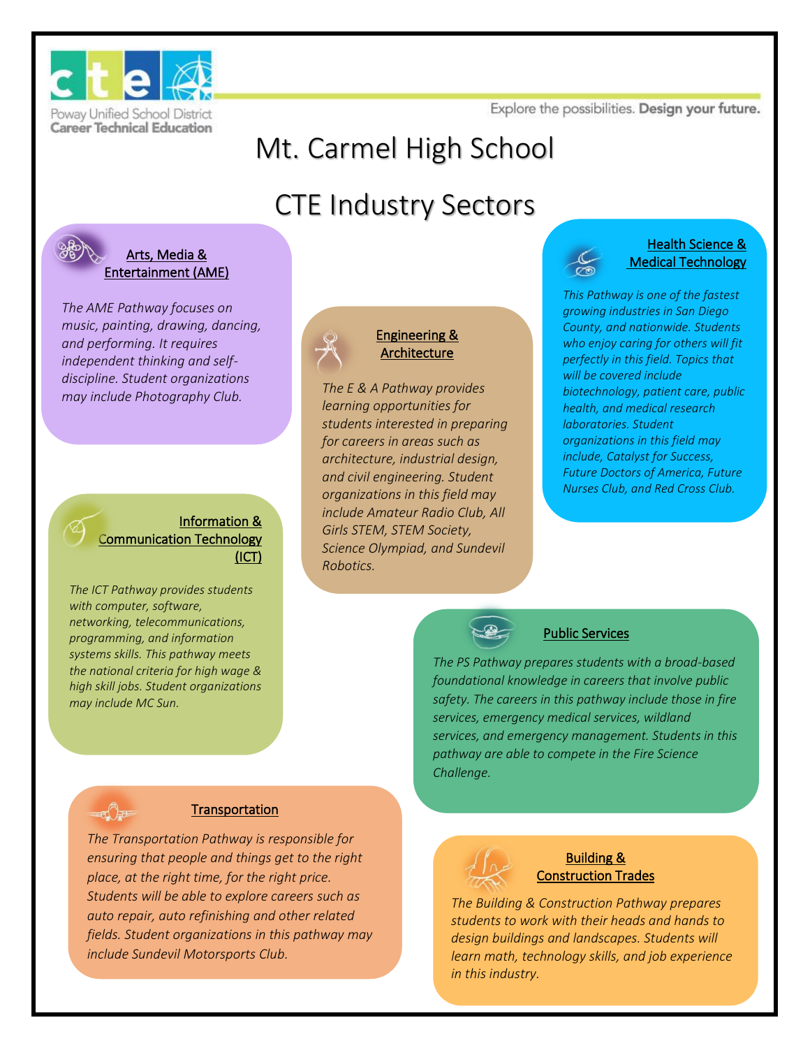cte

Poway Unified School District
Career Technical Education

Explore the possibilities. **Design your future.**

# Mt. Carmel High School

# CTE Industry Sectors

## Arts, Media & Entertainment (AME)

*The AME Pathway focuses on music, painting, drawing, dancing, and performing. It requires independent thinking and self-discipline. Student organizations may include Photography Club.*

## Engineering & Architecture

*The E & A Pathway provides learning opportunities for students interested in preparing for careers in areas such as architecture, industrial design, and civil engineering. Student organizations in this field may include Amateur Radio Club, All Girls STEM, STEM Society, Science Olympiad, and Sundevil Robotics.*

## Health Science & Medical Technology

*This Pathway is one of the fastest growing industries in San Diego County, and nationwide. Students who enjoy caring for others will fit perfectly in this field. Topics that will be covered include biotechnology, patient care, public health, and medical research laboratories. Student organizations in this field may include, Catalyst for Success, Future Doctors of America, Future Nurses Club, and Red Cross Club.*

## Information & Communication Technology (ICT)

*The ICT Pathway provides students with computer, software, networking, telecommunications, programming, and information systems skills. This pathway meets the national criteria for high wage & high skill jobs. Student organizations may include MC Sun.*

## Public Services

*The PS Pathway prepares students with a broad-based foundational knowledge in careers that involve public safety. The careers in this pathway include those in fire services, emergency medical services, wildland services, and emergency management. Students in this pathway are able to compete in the Fire Science Challenge.*

## Transportation

*The Transportation Pathway is responsible for ensuring that people and things get to the right place, at the right time, for the right price. Students will be able to explore careers such as auto repair, auto refinishing and other related fields. Student organizations in this pathway may include Sundevil Motorsports Club.*

## Building & Construction Trades

*The Building & Construction Pathway prepares students to work with their heads and hands to design buildings and landscapes. Students will learn math, technology skills, and job experience in this industry.*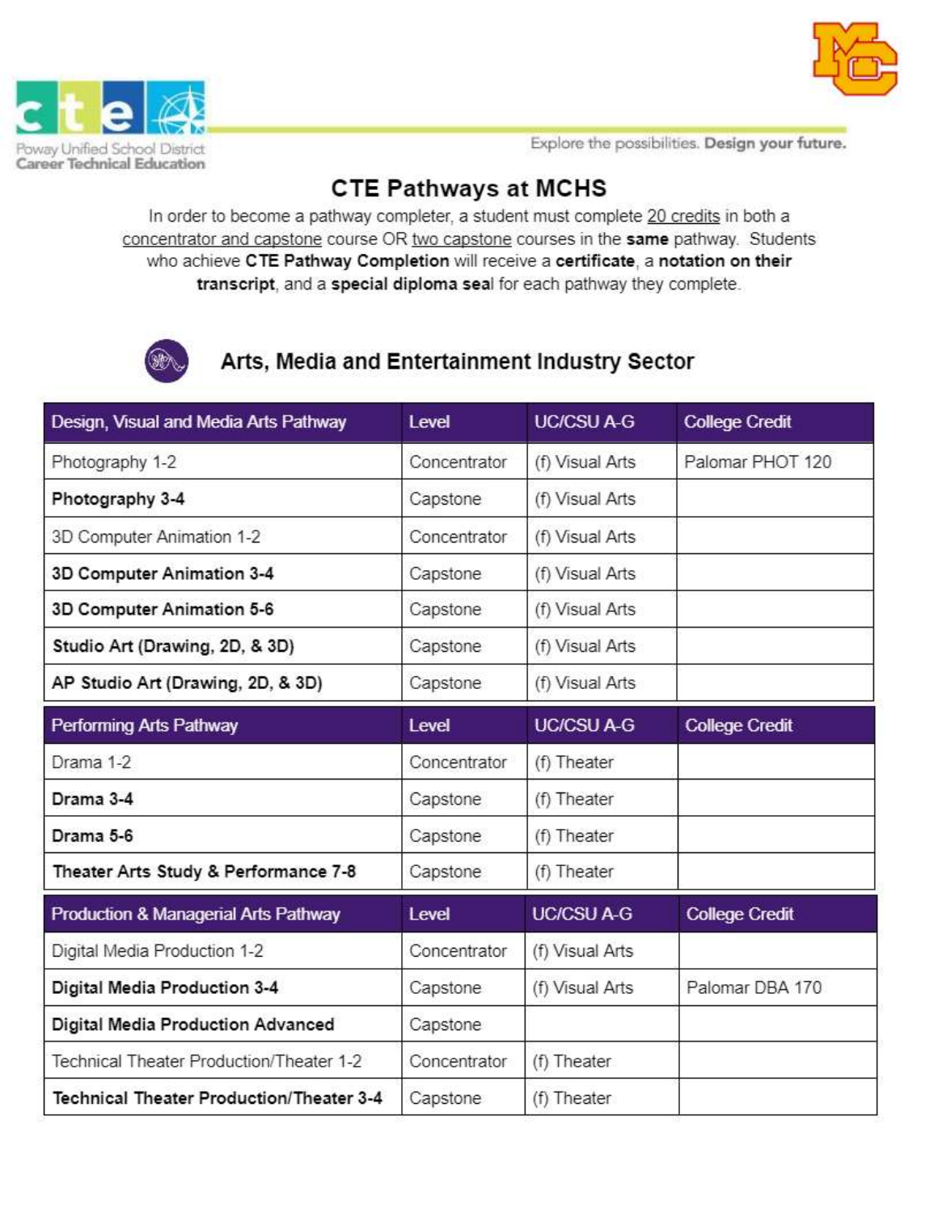Poway Unified School District Career Technical Education

Explore the possibilities. **Design your future.**

# CTE Pathways at MCHS

In order to become a pathway completer, a student must complete 20 credits in both a concentrator and capstone course OR two capstone courses in the **same** pathway. Students who achieve **CTE Pathway Completion** will receive a **certificate**, a **notation on their transcript**, and a **special diploma seal** for each pathway they complete.

## Arts, Media and Entertainment Industry Sector

| Design, Visual and Media Arts Pathway | Level | UC/CSU A-G | College Credit |
|---|---|---|---|
| Photography 1-2 | Concentrator | (f) Visual Arts | Palomar PHOT 120 |
| **Photography 3-4** | Capstone | (f) Visual Arts | |
| 3D Computer Animation 1-2 | Concentrator | (f) Visual Arts | |
| **3D Computer Animation 3-4** | Capstone | (f) Visual Arts | |
| **3D Computer Animation 5-6** | Capstone | (f) Visual Arts | |
| **Studio Art (Drawing, 2D, & 3D)** | Capstone | (f) Visual Arts | |
| **AP Studio Art (Drawing, 2D, & 3D)** | Capstone | (f) Visual Arts | |

| Performing Arts Pathway | Level | UC/CSU A-G | College Credit |
|---|---|---|---|
| Drama 1-2 | Concentrator | (f) Theater | |
| **Drama 3-4** | Capstone | (f) Theater | |
| **Drama 5-6** | Capstone | (f) Theater | |
| **Theater Arts Study & Performance 7-8** | Capstone | (f) Theater | |

| Production & Managerial Arts Pathway | Level | UC/CSU A-G | College Credit |
|---|---|---|---|
| Digital Media Production 1-2 | Concentrator | (f) Visual Arts | |
| **Digital Media Production 3-4** | Capstone | (f) Visual Arts | Palomar DBA 170 |
| **Digital Media Production Advanced** | Capstone | | |
| Technical Theater Production/Theater 1-2 | Concentrator | (f) Theater | |
| **Technical Theater Production/Theater 3-4** | Capstone | (f) Theater | |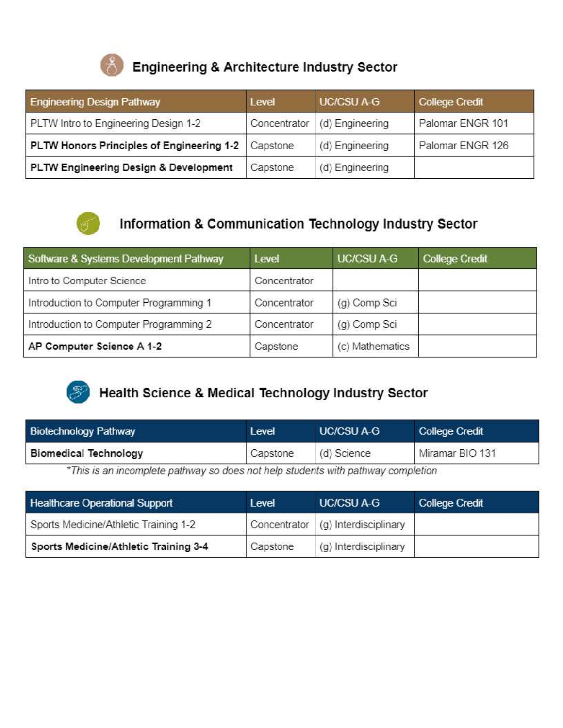## Engineering & Architecture Industry Sector

| Engineering Design Pathway | Level | UC/CSU A-G | College Credit |
| --- | --- | --- | --- |
| PLTW Intro to Engineering Design 1-2 | Concentrator | (d) Engineering | Palomar ENGR 101 |
| **PLTW Honors Principles of Engineering 1-2** | Capstone | (d) Engineering | Palomar ENGR 126 |
| **PLTW Engineering Design & Development** | Capstone | (d) Engineering | |

## Information & Communication Technology Industry Sector

| Software & Systems Development Pathway | Level | UC/CSU A-G | College Credit |
| --- | --- | --- | --- |
| Intro to Computer Science | Concentrator | | |
| Introduction to Computer Programming 1 | Concentrator | (g) Comp Sci | |
| Introduction to Computer Programming 2 | Concentrator | (g) Comp Sci | |
| **AP Computer Science A 1-2** | Capstone | (c) Mathematics | |

## Health Science & Medical Technology Industry Sector

| Biotechnology Pathway | Level | UC/CSU A-G | College Credit |
| --- | --- | --- | --- |
| **Biomedical Technology** | Capstone | (d) Science | Miramar BIO 131 |

*\*This is an incomplete pathway so does not help students with pathway completion*

| Healthcare Operational Support | Level | UC/CSU A-G | College Credit |
| --- | --- | --- | --- |
| Sports Medicine/Athletic Training 1-2 | Concentrator | (g) Interdisciplinary | |
| **Sports Medicine/Athletic Training 3-4** | Capstone | (g) Interdisciplinary | |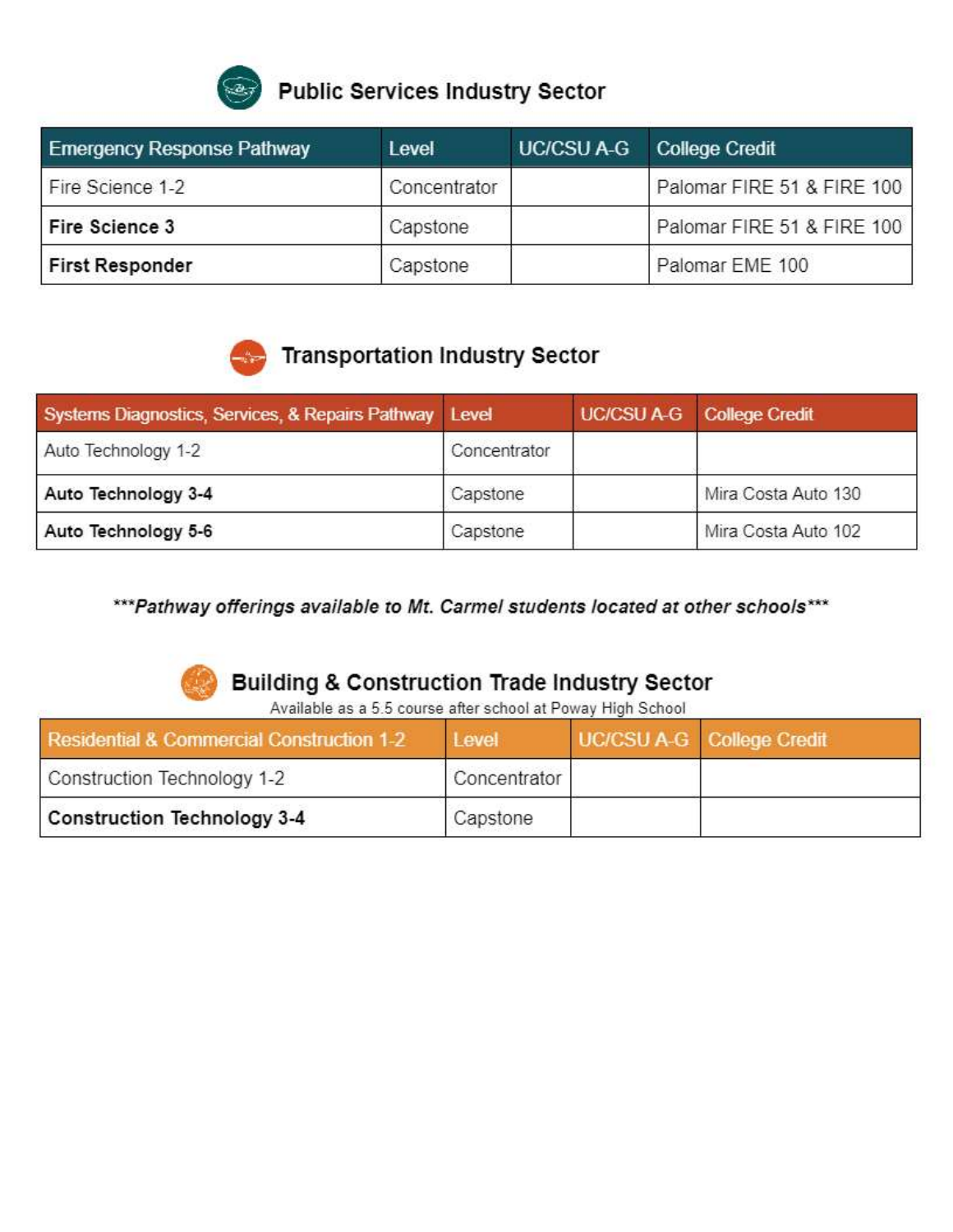## Public Services Industry Sector

| Emergency Response Pathway | Level | UC/CSU A-G | College Credit |
|---|---|---|---|
| Fire Science 1-2 | Concentrator | | Palomar FIRE 51 & FIRE 100 |
| **Fire Science 3** | Capstone | | Palomar FIRE 51 & FIRE 100 |
| **First Responder** | Capstone | | Palomar EME 100 |

## Transportation Industry Sector

| Systems Diagnostics, Services, & Repairs Pathway | Level | UC/CSU A-G | College Credit |
|---|---|---|---|
| Auto Technology 1-2 | Concentrator | | |
| **Auto Technology 3-4** | Capstone | | Mira Costa Auto 130 |
| **Auto Technology 5-6** | Capstone | | Mira Costa Auto 102 |

***\*\*\*Pathway offerings available to Mt. Carmel students located at other schools\*\*\****

## Building & Construction Trade Industry Sector

Available as a 5.5 course after school at Poway High School

| Residential & Commercial Construction 1-2 | Level | UC/CSU A-G | College Credit |
|---|---|---|---|
| Construction Technology 1-2 | Concentrator | | |
| **Construction Technology 3-4** | Capstone | | |